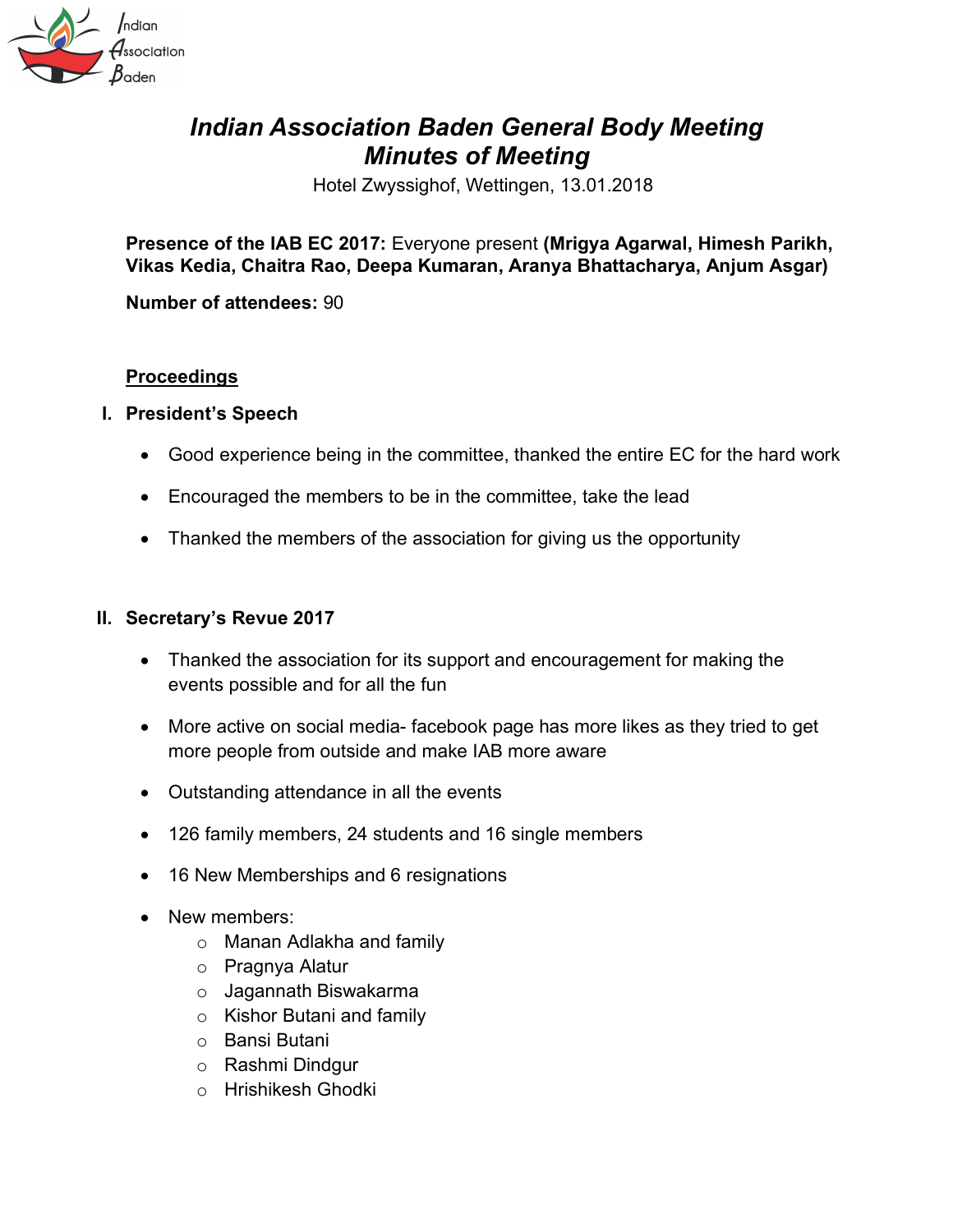# *Indian Association Baden General Body Meeting*
# *Minutes of Meeting*

Hotel Zwyssighof, Wettingen, 13.01.2018

**Presence of the IAB EC 2017:** Everyone present **(Mrigya Agarwal, Himesh Parikh, Vikas Kedia, Chaitra Rao, Deepa Kumaran, Aranya Bhattacharya, Anjum Asgar)**

**Number of attendees:** 90

## Proceedings

### I. President's Speech

- Good experience being in the committee, thanked the entire EC for the hard work
- Encouraged the members to be in the committee, take the lead
- Thanked the members of the association for giving us the opportunity

### II. Secretary's Revue 2017

- Thanked the association for its support and encouragement for making the events possible and for all the fun
- More active on social media- facebook page has more likes as they tried to get more people from outside and make IAB more aware
- Outstanding attendance in all the events
- 126 family members, 24 students and 16 single members
- 16 New Memberships and 6 resignations
- New members:
  - Manan Adlakha and family
  - Pragnya Alatur
  - Jagannath Biswakarma
  - Kishor Butani and family
  - Bansi Butani
  - Rashmi Dindgur
  - Hrishikesh Ghodki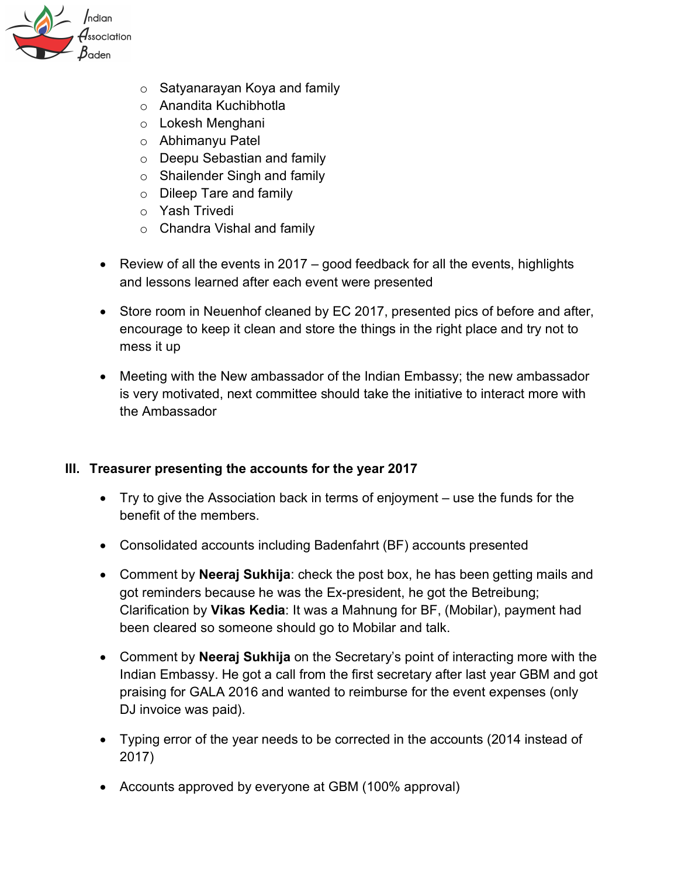- Satyanarayan Koya and family
  - Anandita Kuchibhotla
  - Lokesh Menghani
  - Abhimanyu Patel
  - Deepu Sebastian and family
  - Shailender Singh and family
  - Dileep Tare and family
  - Yash Trivedi
  - Chandra Vishal and family

- Review of all the events in 2017 – good feedback for all the events, highlights and lessons learned after each event were presented

- Store room in Neuenhof cleaned by EC 2017, presented pics of before and after, encourage to keep it clean and store the things in the right place and try not to mess it up

- Meeting with the New ambassador of the Indian Embassy; the new ambassador is very motivated, next committee should take the initiative to interact more with the Ambassador

## III. Treasurer presenting the accounts for the year 2017

- Try to give the Association back in terms of enjoyment – use the funds for the benefit of the members.

- Consolidated accounts including Badenfahrt (BF) accounts presented

- Comment by **Neeraj Sukhija**: check the post box, he has been getting mails and got reminders because he was the Ex-president, he got the Betreibung; Clarification by **Vikas Kedia**: It was a Mahnung for BF, (Mobilar), payment had been cleared so someone should go to Mobilar and talk.

- Comment by **Neeraj Sukhija** on the Secretary's point of interacting more with the Indian Embassy. He got a call from the first secretary after last year GBM and got praising for GALA 2016 and wanted to reimburse for the event expenses (only DJ invoice was paid).

- Typing error of the year needs to be corrected in the accounts (2014 instead of 2017)

- Accounts approved by everyone at GBM (100% approval)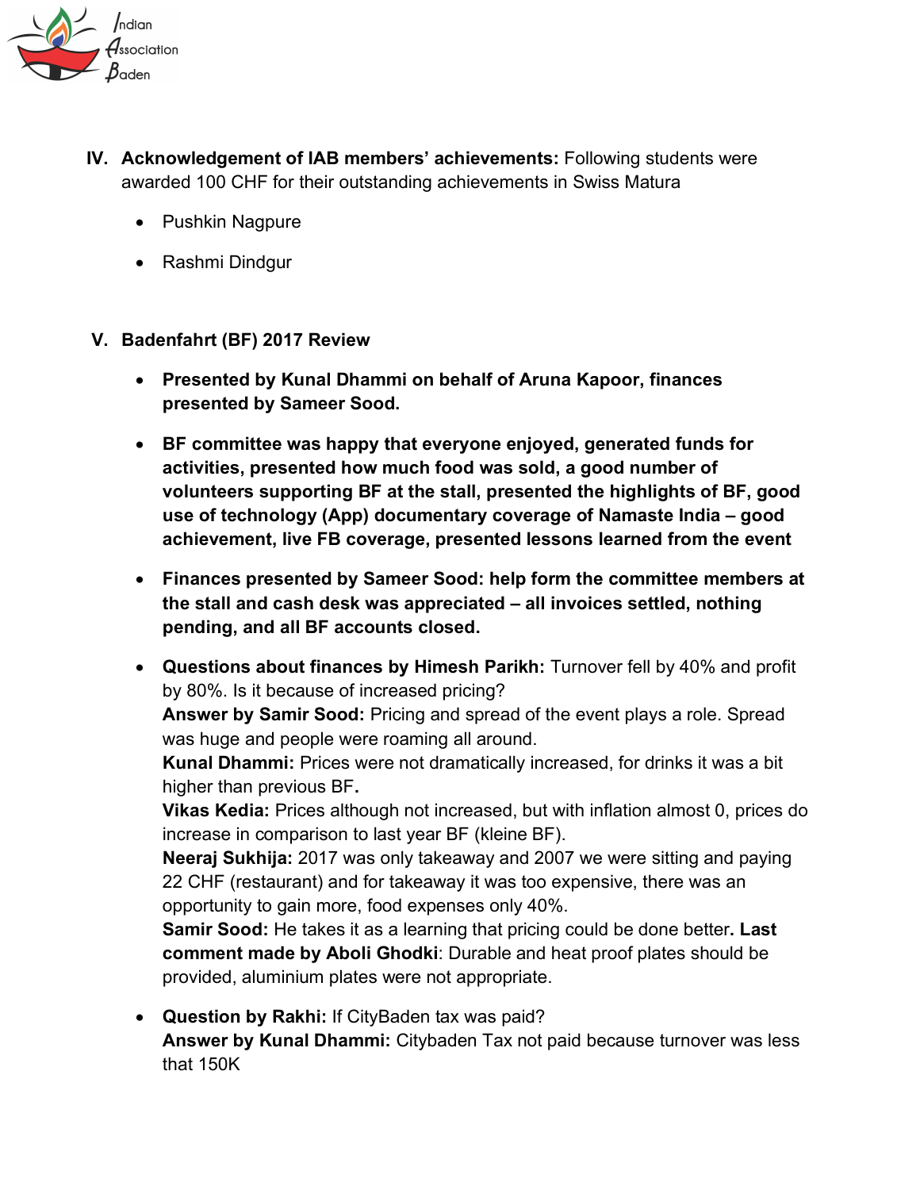IV. **Acknowledgement of IAB members' achievements:** Following students were awarded 100 CHF for their outstanding achievements in Swiss Matura

- Pushkin Nagpure
- Rashmi Dindgur

V. **Badenfahrt (BF) 2017 Review**

- **Presented by Kunal Dhammi on behalf of Aruna Kapoor, finances presented by Sameer Sood.**
- **BF committee was happy that everyone enjoyed, generated funds for activities, presented how much food was sold, a good number of volunteers supporting BF at the stall, presented the highlights of BF, good use of technology (App) documentary coverage of Namaste India – good achievement, live FB coverage, presented lessons learned from the event**
- **Finances presented by Sameer Sood: help form the committee members at the stall and cash desk was appreciated – all invoices settled, nothing pending, and all BF accounts closed.**
- **Questions about finances by Himesh Parikh:** Turnover fell by 40% and profit by 80%. Is it because of increased pricing?
  **Answer by Samir Sood:** Pricing and spread of the event plays a role. Spread was huge and people were roaming all around.
  **Kunal Dhammi:** Prices were not dramatically increased, for drinks it was a bit higher than previous BF**.**
  **Vikas Kedia:** Prices although not increased, but with inflation almost 0, prices do increase in comparison to last year BF (kleine BF).
  **Neeraj Sukhija:** 2017 was only takeaway and 2007 we were sitting and paying 22 CHF (restaurant) and for takeaway it was too expensive, there was an opportunity to gain more, food expenses only 40%.
  **Samir Sood:** He takes it as a learning that pricing could be done better**. Last comment made by Aboli Ghodki**: Durable and heat proof plates should be provided, aluminium plates were not appropriate.
- **Question by Rakhi:** If CityBaden tax was paid?
  **Answer by Kunal Dhammi:** Citybaden Tax not paid because turnover was less that 150K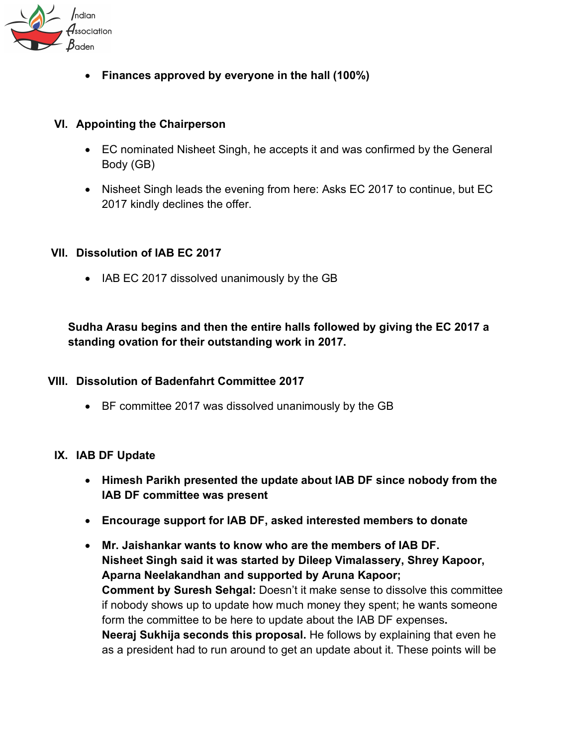- **Finances approved by everyone in the hall (100%)**

## VI. Appointing the Chairperson

- EC nominated Nisheet Singh, he accepts it and was confirmed by the General Body (GB)
- Nisheet Singh leads the evening from here: Asks EC 2017 to continue, but EC 2017 kindly declines the offer.

## VII. Dissolution of IAB EC 2017

- IAB EC 2017 dissolved unanimously by the GB

**Sudha Arasu begins and then the entire halls followed by giving the EC 2017 a standing ovation for their outstanding work in 2017.**

## VIII. Dissolution of Badenfahrt Committee 2017

- BF committee 2017 was dissolved unanimously by the GB

## IX. IAB DF Update

- **Himesh Parikh presented the update about IAB DF since nobody from the IAB DF committee was present**
- **Encourage support for IAB DF, asked interested members to donate**
- **Mr. Jaishankar wants to know who are the members of IAB DF. Nisheet Singh said it was started by Dileep Vimalassery, Shrey Kapoor, Aparna Neelakandhan and supported by Aruna Kapoor;**
  **Comment by Suresh Sehgal:** Doesn't it make sense to dissolve this committee if nobody shows up to update how much money they spent; he wants someone form the committee to be here to update about the IAB DF expenses**.**
  **Neeraj Sukhija seconds this proposal.** He follows by explaining that even he as a president had to run around to get an update about it. These points will be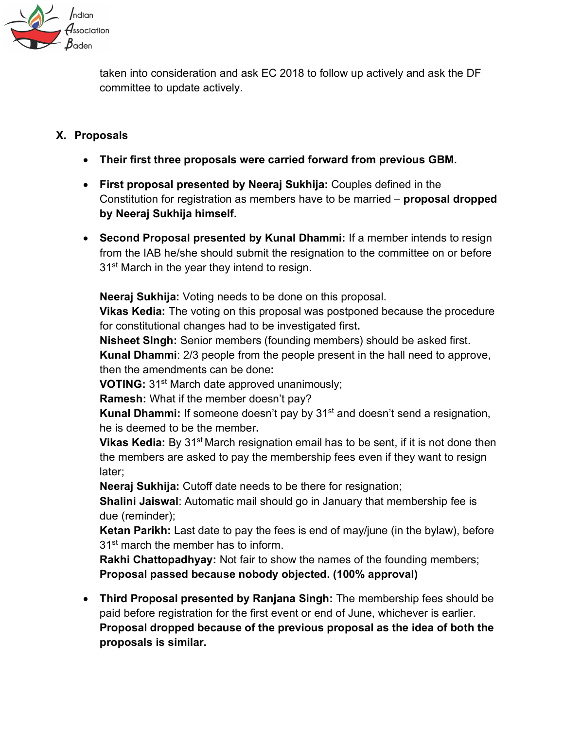taken into consideration and ask EC 2018 to follow up actively and ask the DF committee to update actively.

## X. Proposals

- **Their first three proposals were carried forward from previous GBM.**

- **First proposal presented by Neeraj Sukhija:** Couples defined in the Constitution for registration as members have to be married – **proposal dropped by Neeraj Sukhija himself.**

- **Second Proposal presented by Kunal Dhammi:** If a member intends to resign from the IAB he/she should submit the resignation to the committee on or before 31st March in the year they intend to resign.

  **Neeraj Sukhija:** Voting needs to be done on this proposal.
  **Vikas Kedia:** The voting on this proposal was postponed because the procedure for constitutional changes had to be investigated first**.**
  **Nisheet SIngh:** Senior members (founding members) should be asked first.
  **Kunal Dhammi**: 2/3 people from the people present in the hall need to approve, then the amendments can be done**:**
  **VOTING:** 31st March date approved unanimously;
  **Ramesh:** What if the member doesn't pay?
  **Kunal Dhammi:** If someone doesn't pay by 31st and doesn't send a resignation, he is deemed to be the member**.**
  **Vikas Kedia:** By 31st March resignation email has to be sent, if it is not done then the members are asked to pay the membership fees even if they want to resign later;
  **Neeraj Sukhija:** Cutoff date needs to be there for resignation;
  **Shalini Jaiswal**: Automatic mail should go in January that membership fee is due (reminder);
  **Ketan Parikh:** Last date to pay the fees is end of may/june (in the bylaw), before 31st march the member has to inform.
  **Rakhi Chattopadhyay:** Not fair to show the names of the founding members;
  **Proposal passed because nobody objected. (100% approval)**

- **Third Proposal presented by Ranjana Singh:** The membership fees should be paid before registration for the first event or end of June, whichever is earlier. **Proposal dropped because of the previous proposal as the idea of both the proposals is similar.**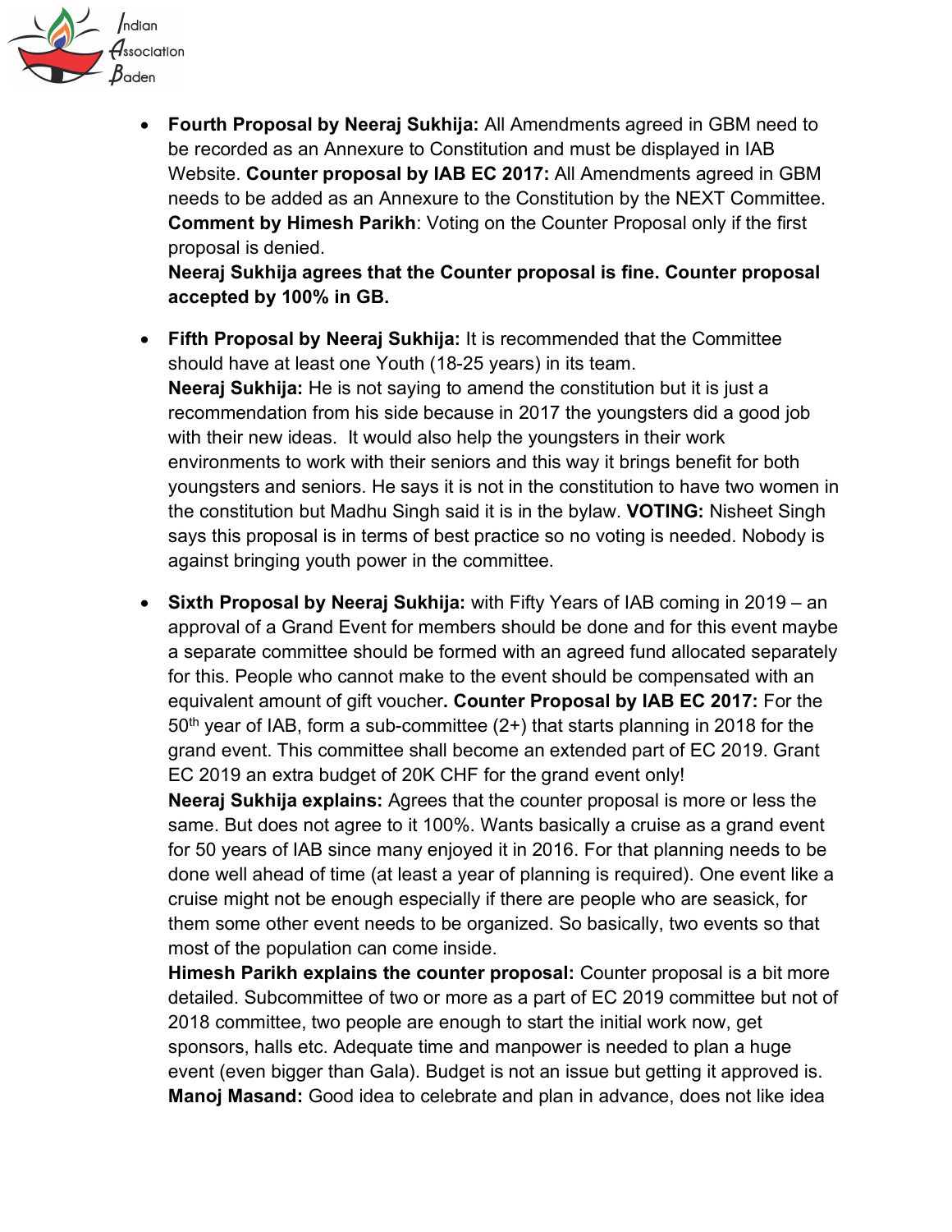- **Fourth Proposal by Neeraj Sukhija:** All Amendments agreed in GBM need to be recorded as an Annexure to Constitution and must be displayed in IAB Website. **Counter proposal by IAB EC 2017:** All Amendments agreed in GBM needs to be added as an Annexure to the Constitution by the NEXT Committee. **Comment by Himesh Parikh**: Voting on the Counter Proposal only if the first proposal is denied.
  **Neeraj Sukhija agrees that the Counter proposal is fine. Counter proposal accepted by 100% in GB.**

- **Fifth Proposal by Neeraj Sukhija:** It is recommended that the Committee should have at least one Youth (18-25 years) in its team.
  **Neeraj Sukhija:** He is not saying to amend the constitution but it is just a recommendation from his side because in 2017 the youngsters did a good job with their new ideas. It would also help the youngsters in their work environments to work with their seniors and this way it brings benefit for both youngsters and seniors. He says it is not in the constitution to have two women in the constitution but Madhu Singh said it is in the bylaw. **VOTING:** Nisheet Singh says this proposal is in terms of best practice so no voting is needed. Nobody is against bringing youth power in the committee.

- **Sixth Proposal by Neeraj Sukhija:** with Fifty Years of IAB coming in 2019 – an approval of a Grand Event for members should be done and for this event maybe a separate committee should be formed with an agreed fund allocated separately for this. People who cannot make to the event should be compensated with an equivalent amount of gift voucher**. Counter Proposal by IAB EC 2017:** For the 50th year of IAB, form a sub-committee (2+) that starts planning in 2018 for the grand event. This committee shall become an extended part of EC 2019. Grant EC 2019 an extra budget of 20K CHF for the grand event only!
  **Neeraj Sukhija explains:** Agrees that the counter proposal is more or less the same. But does not agree to it 100%. Wants basically a cruise as a grand event for 50 years of IAB since many enjoyed it in 2016. For that planning needs to be done well ahead of time (at least a year of planning is required). One event like a cruise might not be enough especially if there are people who are seasick, for them some other event needs to be organized. So basically, two events so that most of the population can come inside.
  **Himesh Parikh explains the counter proposal:** Counter proposal is a bit more detailed. Subcommittee of two or more as a part of EC 2019 committee but not of 2018 committee, two people are enough to start the initial work now, get sponsors, halls etc. Adequate time and manpower is needed to plan a huge event (even bigger than Gala). Budget is not an issue but getting it approved is.
  **Manoj Masand:** Good idea to celebrate and plan in advance, does not like idea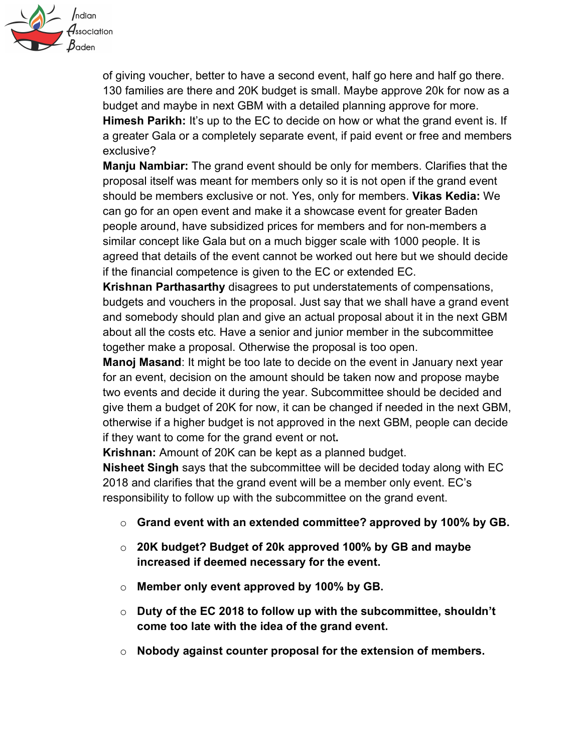of giving voucher, better to have a second event, half go here and half go there. 130 families are there and 20K budget is small. Maybe approve 20k for now as a budget and maybe in next GBM with a detailed planning approve for more.

**Himesh Parikh:** It's up to the EC to decide on how or what the grand event is. If a greater Gala or a completely separate event, if paid event or free and members exclusive?

**Manju Nambiar:** The grand event should be only for members. Clarifies that the proposal itself was meant for members only so it is not open if the grand event should be members exclusive or not. Yes, only for members. **Vikas Kedia:** We can go for an open event and make it a showcase event for greater Baden people around, have subsidized prices for members and for non-members a similar concept like Gala but on a much bigger scale with 1000 people. It is agreed that details of the event cannot be worked out here but we should decide if the financial competence is given to the EC or extended EC.

**Krishnan Parthasarthy** disagrees to put understatements of compensations, budgets and vouchers in the proposal. Just say that we shall have a grand event and somebody should plan and give an actual proposal about it in the next GBM about all the costs etc. Have a senior and junior member in the subcommittee together make a proposal. Otherwise the proposal is too open.

**Manoj Masand**: It might be too late to decide on the event in January next year for an event, decision on the amount should be taken now and propose maybe two events and decide it during the year. Subcommittee should be decided and give them a budget of 20K for now, it can be changed if needed in the next GBM, otherwise if a higher budget is not approved in the next GBM, people can decide if they want to come for the grand event or not**.**

**Krishnan:** Amount of 20K can be kept as a planned budget.

**Nisheet Singh** says that the subcommittee will be decided today along with EC 2018 and clarifies that the grand event will be a member only event. EC's responsibility to follow up with the subcommittee on the grand event.

- **Grand event with an extended committee? approved by 100% by GB.**
- **20K budget? Budget of 20k approved 100% by GB and maybe increased if deemed necessary for the event.**
- **Member only event approved by 100% by GB.**
- **Duty of the EC 2018 to follow up with the subcommittee, shouldn't come too late with the idea of the grand event.**
- **Nobody against counter proposal for the extension of members.**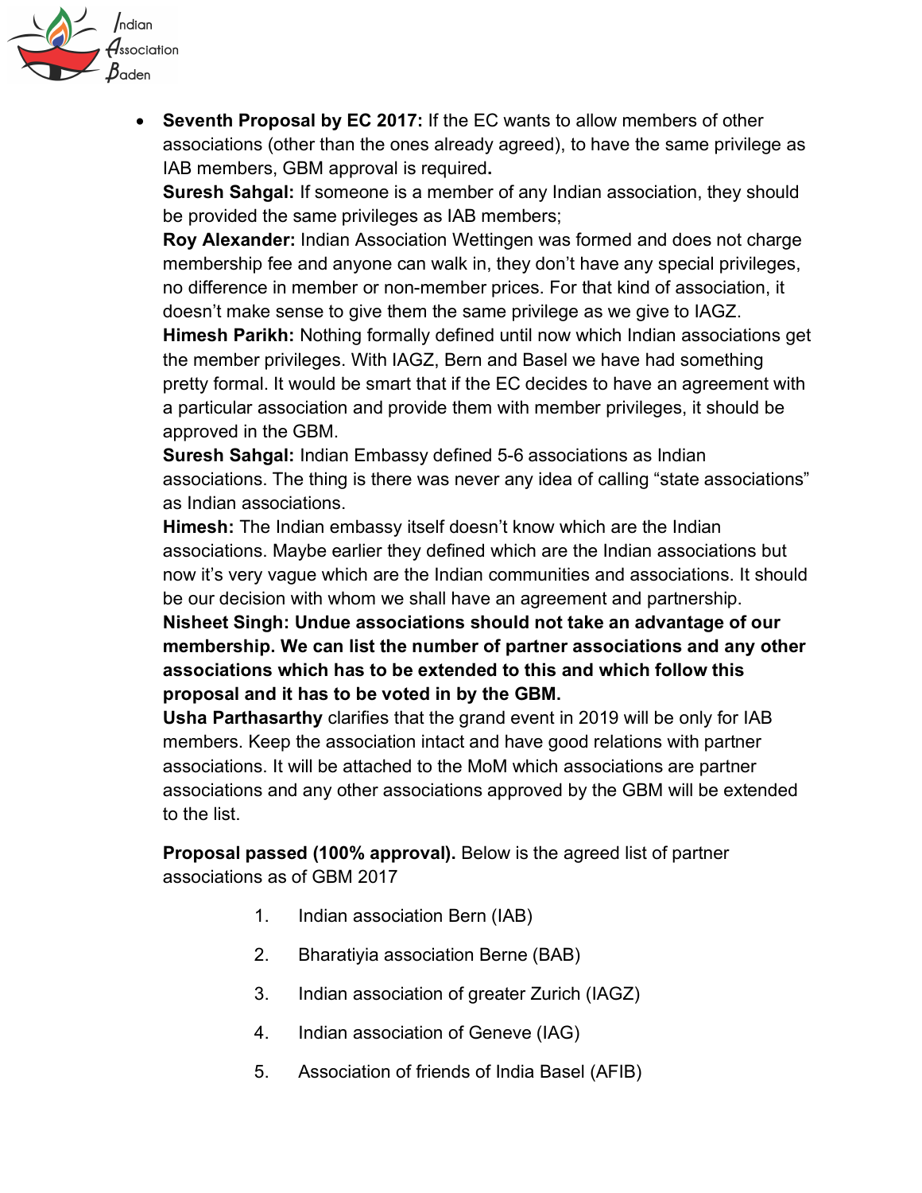- **Seventh Proposal by EC 2017:** If the EC wants to allow members of other associations (other than the ones already agreed), to have the same privilege as IAB members, GBM approval is required**.**
  **Suresh Sahgal:** If someone is a member of any Indian association, they should be provided the same privileges as IAB members;
  **Roy Alexander:** Indian Association Wettingen was formed and does not charge membership fee and anyone can walk in, they don't have any special privileges, no difference in member or non-member prices. For that kind of association, it doesn't make sense to give them the same privilege as we give to IAGZ.
  **Himesh Parikh:** Nothing formally defined until now which Indian associations get the member privileges. With IAGZ, Bern and Basel we have had something pretty formal. It would be smart that if the EC decides to have an agreement with a particular association and provide them with member privileges, it should be approved in the GBM.
  **Suresh Sahgal:** Indian Embassy defined 5-6 associations as Indian associations. The thing is there was never any idea of calling "state associations" as Indian associations.
  **Himesh:** The Indian embassy itself doesn't know which are the Indian associations. Maybe earlier they defined which are the Indian associations but now it's very vague which are the Indian communities and associations. It should be our decision with whom we shall have an agreement and partnership.
  **Nisheet Singh: Undue associations should not take an advantage of our membership. We can list the number of partner associations and any other associations which has to be extended to this and which follow this proposal and it has to be voted in by the GBM.**
  **Usha Parthasarthy** clarifies that the grand event in 2019 will be only for IAB members. Keep the association intact and have good relations with partner associations. It will be attached to the MoM which associations are partner associations and any other associations approved by the GBM will be extended to the list.

  **Proposal passed (100% approval).** Below is the agreed list of partner associations as of GBM 2017

  1. Indian association Bern (IAB)
  2. Bharatiyia association Berne (BAB)
  3. Indian association of greater Zurich (IAGZ)
  4. Indian association of Geneve (IAG)
  5. Association of friends of India Basel (AFIB)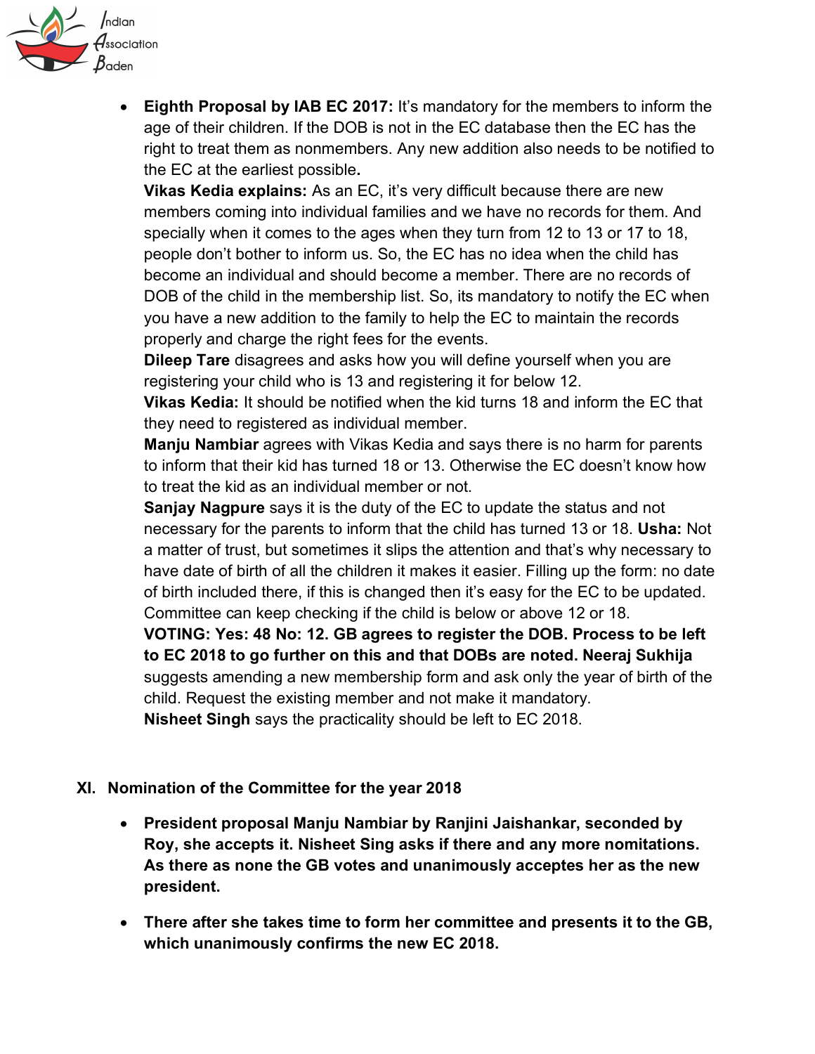- **Eighth Proposal by IAB EC 2017:** It's mandatory for the members to inform the age of their children. If the DOB is not in the EC database then the EC has the right to treat them as nonmembers. Any new addition also needs to be notified to the EC at the earliest possible**.**
  **Vikas Kedia explains:** As an EC, it's very difficult because there are new members coming into individual families and we have no records for them. And specially when it comes to the ages when they turn from 12 to 13 or 17 to 18, people don't bother to inform us. So, the EC has no idea when the child has become an individual and should become a member. There are no records of DOB of the child in the membership list. So, its mandatory to notify the EC when you have a new addition to the family to help the EC to maintain the records properly and charge the right fees for the events.
  **Dileep Tare** disagrees and asks how you will define yourself when you are registering your child who is 13 and registering it for below 12.
  **Vikas Kedia:** It should be notified when the kid turns 18 and inform the EC that they need to registered as individual member.
  **Manju Nambiar** agrees with Vikas Kedia and says there is no harm for parents to inform that their kid has turned 18 or 13. Otherwise the EC doesn't know how to treat the kid as an individual member or not.
  **Sanjay Nagpure** says it is the duty of the EC to update the status and not necessary for the parents to inform that the child has turned 13 or 18. **Usha:** Not a matter of trust, but sometimes it slips the attention and that's why necessary to have date of birth of all the children it makes it easier. Filling up the form: no date of birth included there, if this is changed then it's easy for the EC to be updated. Committee can keep checking if the child is below or above 12 or 18.
  **VOTING: Yes: 48 No: 12. GB agrees to register the DOB. Process to be left to EC 2018 to go further on this and that DOBs are noted. Neeraj Sukhija** suggests amending a new membership form and ask only the year of birth of the child. Request the existing member and not make it mandatory.
  **Nisheet Singh** says the practicality should be left to EC 2018.

## XI. Nomination of the Committee for the year 2018

- **President proposal Manju Nambiar by Ranjini Jaishankar, seconded by Roy, she accepts it. Nisheet Sing asks if there and any more nomitations. As there as none the GB votes and unanimously acceptes her as the new president.**

- **There after she takes time to form her committee and presents it to the GB, which unanimously confirms the new EC 2018.**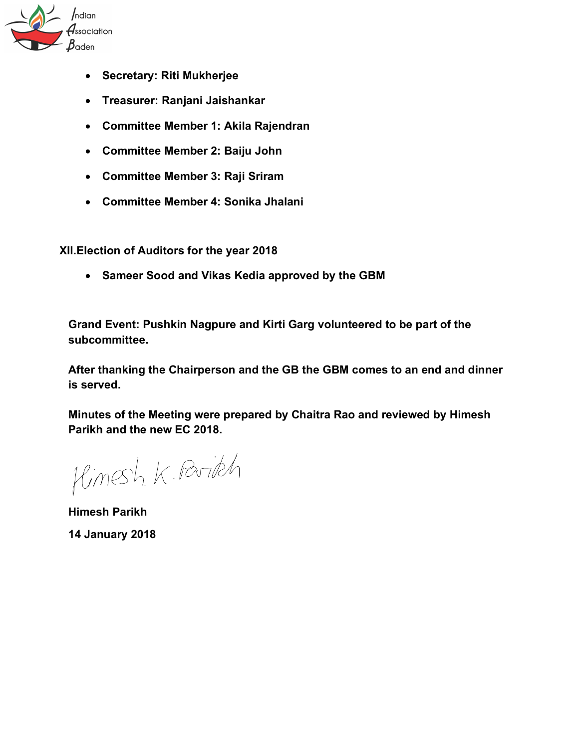- **Secretary: Riti Mukherjee**
- **Treasurer: Ranjani Jaishankar**
- **Committee Member 1: Akila Rajendran**
- **Committee Member 2: Baiju John**
- **Committee Member 3: Raji Sriram**
- **Committee Member 4: Sonika Jhalani**

**XII.Election of Auditors for the year 2018**

- **Sameer Sood and Vikas Kedia approved by the GBM**

**Grand Event: Pushkin Nagpure and Kirti Garg volunteered to be part of the subcommittee.**

**After thanking the Chairperson and the GB the GBM comes to an end and dinner is served.**

**Minutes of the Meeting were prepared by Chaitra Rao and reviewed by Himesh Parikh and the new EC 2018.**

Himesh K. Parikh

**Himesh Parikh**

**14 January 2018**